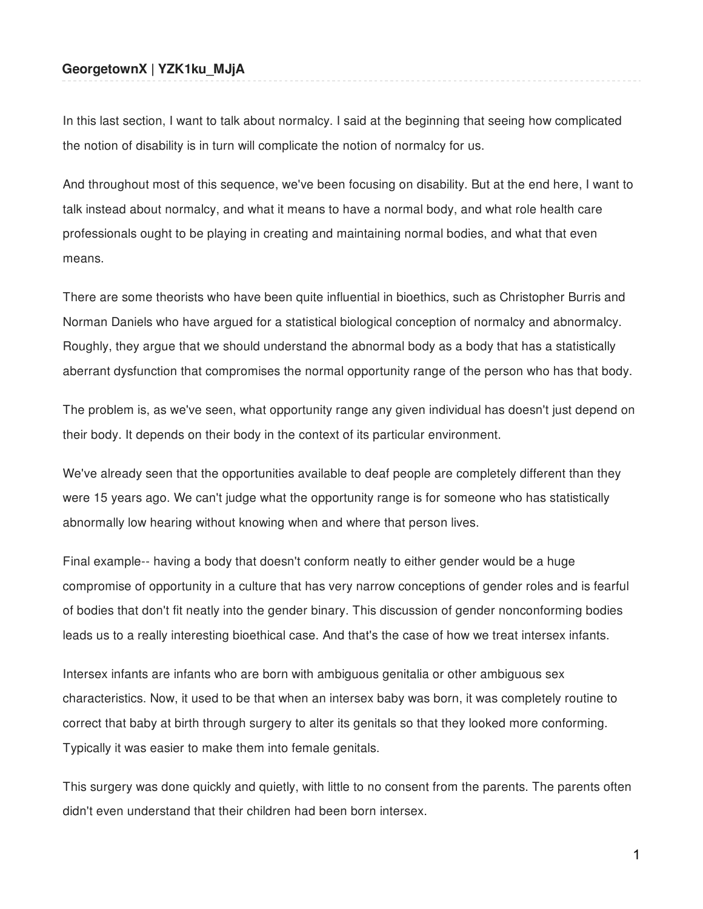**GeorgetownX | YZK1ku_MJjA**

In this last section, I want to talk about normalcy. I said at the beginning that seeing how complicated the notion of disability is in turn will complicate the notion of normalcy for us.

And throughout most of this sequence, we've been focusing on disability. But at the end here, I want to talk instead about normalcy, and what it means to have a normal body, and what role health care professionals ought to be playing in creating and maintaining normal bodies, and what that even means.

There are some theorists who have been quite influential in bioethics, such as Christopher Burris and Norman Daniels who have argued for a statistical biological conception of normalcy and abnormalcy. Roughly, they argue that we should understand the abnormal body as a body that has a statistically aberrant dysfunction that compromises the normal opportunity range of the person who has that body.

The problem is, as we've seen, what opportunity range any given individual has doesn't just depend on their body. It depends on their body in the context of its particular environment.

We've already seen that the opportunities available to deaf people are completely different than they were 15 years ago. We can't judge what the opportunity range is for someone who has statistically abnormally low hearing without knowing when and where that person lives.

Final example-- having a body that doesn't conform neatly to either gender would be a huge compromise of opportunity in a culture that has very narrow conceptions of gender roles and is fearful of bodies that don't fit neatly into the gender binary. This discussion of gender nonconforming bodies leads us to a really interesting bioethical case. And that's the case of how we treat intersex infants.

Intersex infants are infants who are born with ambiguous genitalia or other ambiguous sex characteristics. Now, it used to be that when an intersex baby was born, it was completely routine to correct that baby at birth through surgery to alter its genitals so that they looked more conforming. Typically it was easier to make them into female genitals.

This surgery was done quickly and quietly, with little to no consent from the parents. The parents often didn't even understand that their children had been born intersex.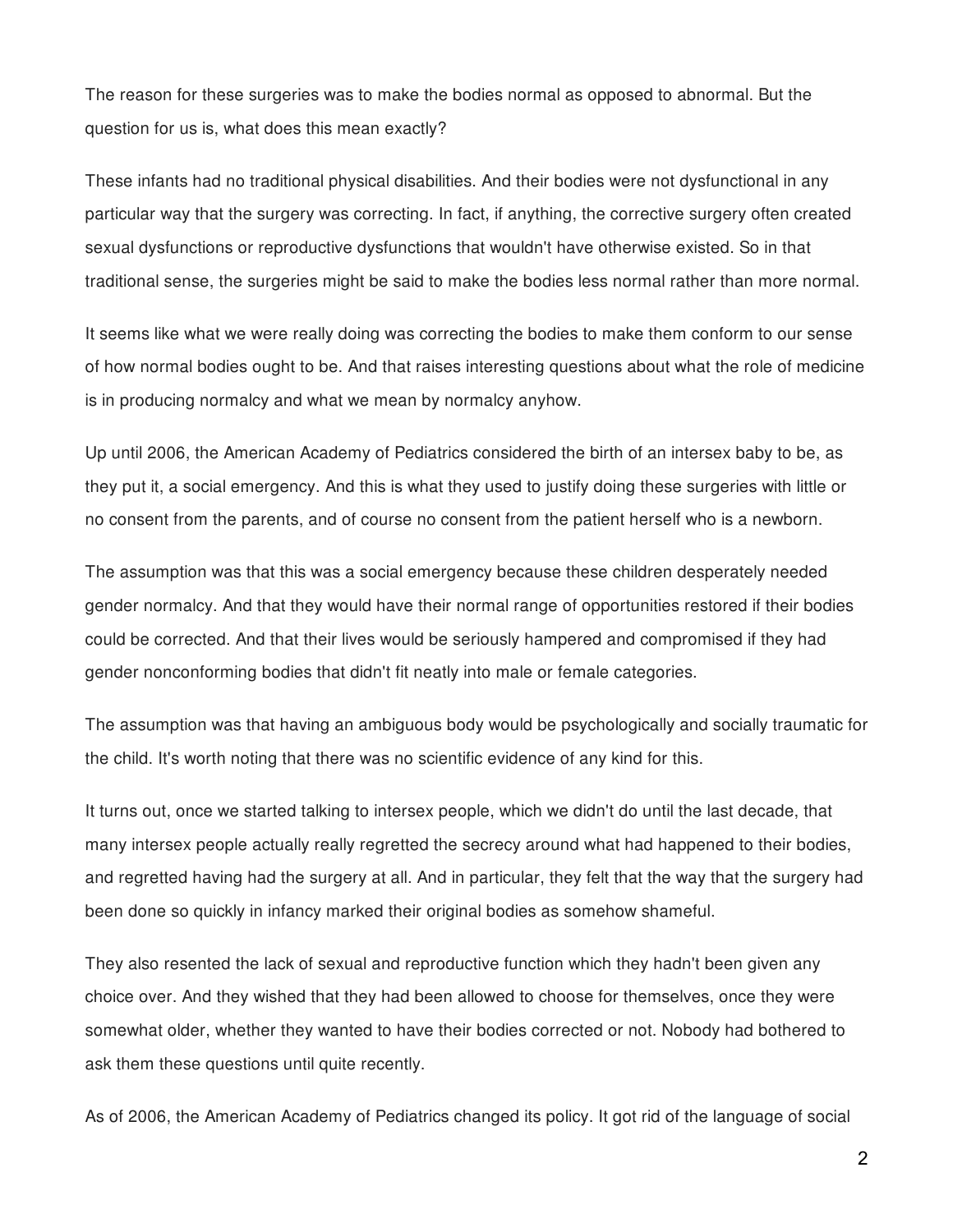The reason for these surgeries was to make the bodies normal as opposed to abnormal. But the question for us is, what does this mean exactly?

These infants had no traditional physical disabilities. And their bodies were not dysfunctional in any particular way that the surgery was correcting. In fact, if anything, the corrective surgery often created sexual dysfunctions or reproductive dysfunctions that wouldn't have otherwise existed. So in that traditional sense, the surgeries might be said to make the bodies less normal rather than more normal.

It seems like what we were really doing was correcting the bodies to make them conform to our sense of how normal bodies ought to be. And that raises interesting questions about what the role of medicine is in producing normalcy and what we mean by normalcy anyhow.

Up until 2006, the American Academy of Pediatrics considered the birth of an intersex baby to be, as they put it, a social emergency. And this is what they used to justify doing these surgeries with little or no consent from the parents, and of course no consent from the patient herself who is a newborn.

The assumption was that this was a social emergency because these children desperately needed gender normalcy. And that they would have their normal range of opportunities restored if their bodies could be corrected. And that their lives would be seriously hampered and compromised if they had gender nonconforming bodies that didn't fit neatly into male or female categories.

The assumption was that having an ambiguous body would be psychologically and socially traumatic for the child. It's worth noting that there was no scientific evidence of any kind for this.

It turns out, once we started talking to intersex people, which we didn't do until the last decade, that many intersex people actually really regretted the secrecy around what had happened to their bodies, and regretted having had the surgery at all. And in particular, they felt that the way that the surgery had been done so quickly in infancy marked their original bodies as somehow shameful.

They also resented the lack of sexual and reproductive function which they hadn't been given any choice over. And they wished that they had been allowed to choose for themselves, once they were somewhat older, whether they wanted to have their bodies corrected or not. Nobody had bothered to ask them these questions until quite recently.

As of 2006, the American Academy of Pediatrics changed its policy. It got rid of the language of social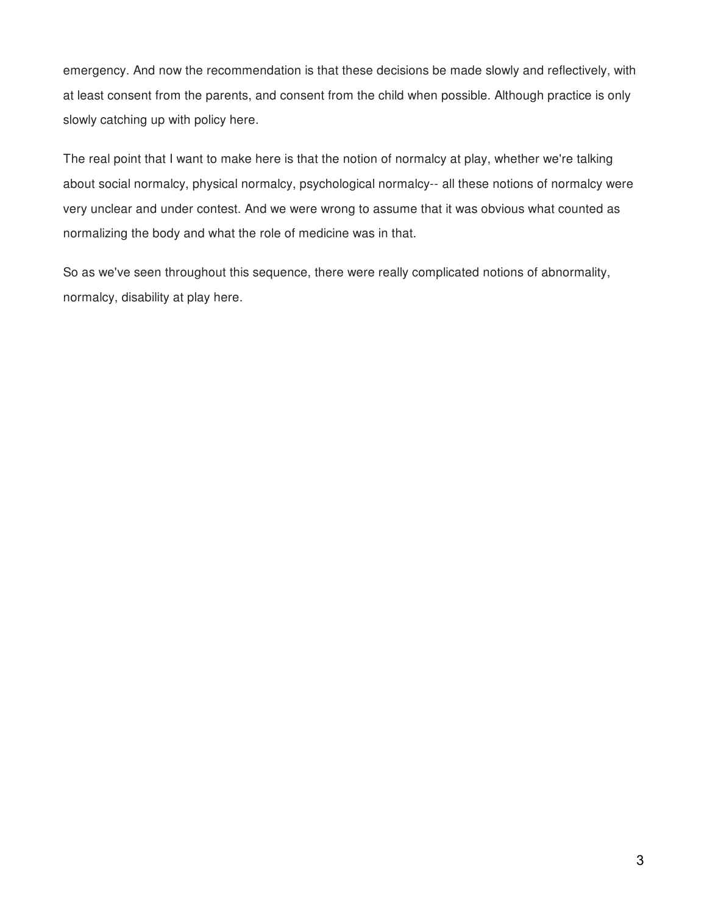emergency. And now the recommendation is that these decisions be made slowly and reflectively, with at least consent from the parents, and consent from the child when possible. Although practice is only slowly catching up with policy here.

The real point that I want to make here is that the notion of normalcy at play, whether we're talking about social normalcy, physical normalcy, psychological normalcy-- all these notions of normalcy were very unclear and under contest. And we were wrong to assume that it was obvious what counted as normalizing the body and what the role of medicine was in that.

So as we've seen throughout this sequence, there were really complicated notions of abnormality, normalcy, disability at play here.